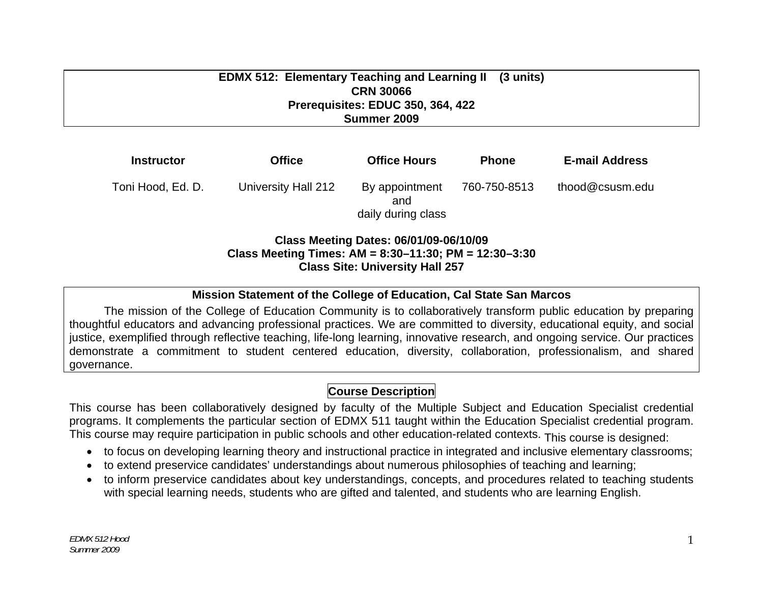# EDMX 512: Elementary Teaching and Learning II (3 units)
**CRN 30066**
**Prerequisites: EDUC 350, 364, 422**
**Summer 2009**

| Instructor | Office | Office Hours | Phone | E-mail Address |
|---|---|---|---|---|
| Toni Hood, Ed. D. | University Hall 212 | By appointment and daily during class | 760-750-8513 | thood@csusm.edu |

**Class Meeting Dates: 06/01/09-06/10/09**
**Class Meeting Times: AM = 8:30–11:30; PM = 12:30–3:30**
**Class Site: University Hall 257**

## Mission Statement of the College of Education, Cal State San Marcos

The mission of the College of Education Community is to collaboratively transform public education by preparing thoughtful educators and advancing professional practices. We are committed to diversity, educational equity, and social justice, exemplified through reflective teaching, life-long learning, innovative research, and ongoing service. Our practices demonstrate a commitment to student centered education, diversity, collaboration, professionalism, and shared governance.

## Course Description

This course has been collaboratively designed by faculty of the Multiple Subject and Education Specialist credential programs. It complements the particular section of EDMX 511 taught within the Education Specialist credential program. This course may require participation in public schools and other education-related contexts. This course is designed:

- to focus on developing learning theory and instructional practice in integrated and inclusive elementary classrooms;
- to extend preservice candidates' understandings about numerous philosophies of teaching and learning;
- to inform preservice candidates about key understandings, concepts, and procedures related to teaching students with special learning needs, students who are gifted and talented, and students who are learning English.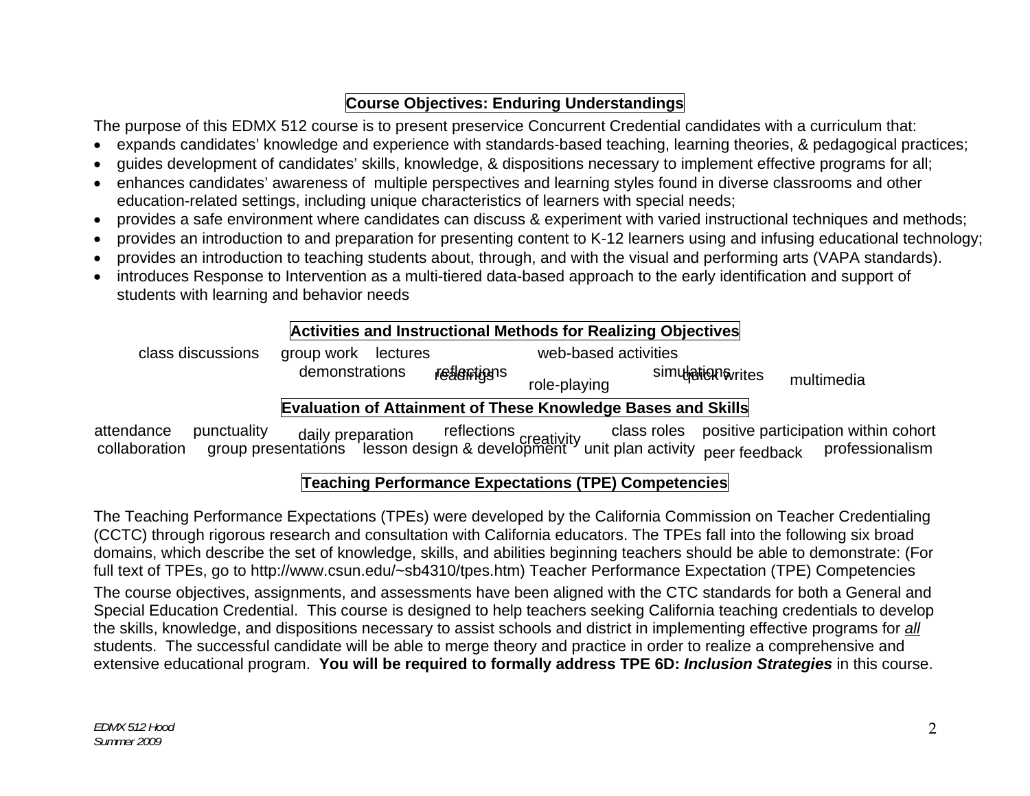## Course Objectives: Enduring Understandings

The purpose of this EDMX 512 course is to present preservice Concurrent Credential candidates with a curriculum that:

- expands candidates' knowledge and experience with standards-based teaching, learning theories, & pedagogical practices;
- guides development of candidates' skills, knowledge, & dispositions necessary to implement effective programs for all;
- enhances candidates' awareness of multiple perspectives and learning styles found in diverse classrooms and other education-related settings, including unique characteristics of learners with special needs;
- provides a safe environment where candidates can discuss & experiment with varied instructional techniques and methods;
- provides an introduction to and preparation for presenting content to K-12 learners using and infusing educational technology;
- provides an introduction to teaching students about, through, and with the visual and performing arts (VAPA standards).
- introduces Response to Intervention as a multi-tiered data-based approach to the early identification and support of students with learning and behavior needs

## Activities and Instructional Methods for Realizing Objectives

class discussions group work lectures web-based activities demonstrations readings reflections role-playing simulations quick writes multimedia

## Evaluation of Attainment of These Knowledge Bases and Skills

attendance punctuality daily preparation reflections creativity class roles positive participation within cohort collaboration group presentations lesson design & development unit plan activity peer feedback professionalism

## Teaching Performance Expectations (TPE) Competencies

The Teaching Performance Expectations (TPEs) were developed by the California Commission on Teacher Credentialing (CCTC) through rigorous research and consultation with California educators. The TPEs fall into the following six broad domains, which describe the set of knowledge, skills, and abilities beginning teachers should be able to demonstrate: (For full text of TPEs, go to http://www.csun.edu/~sb4310/tpes.htm) Teacher Performance Expectation (TPE) Competencies

The course objectives, assignments, and assessments have been aligned with the CTC standards for both a General and Special Education Credential. This course is designed to help teachers seeking California teaching credentials to develop the skills, knowledge, and dispositions necessary to assist schools and district in implementing effective programs for *all* students. The successful candidate will be able to merge theory and practice in order to realize a comprehensive and extensive educational program. **You will be required to formally address TPE 6D: *Inclusion Strategies*** in this course.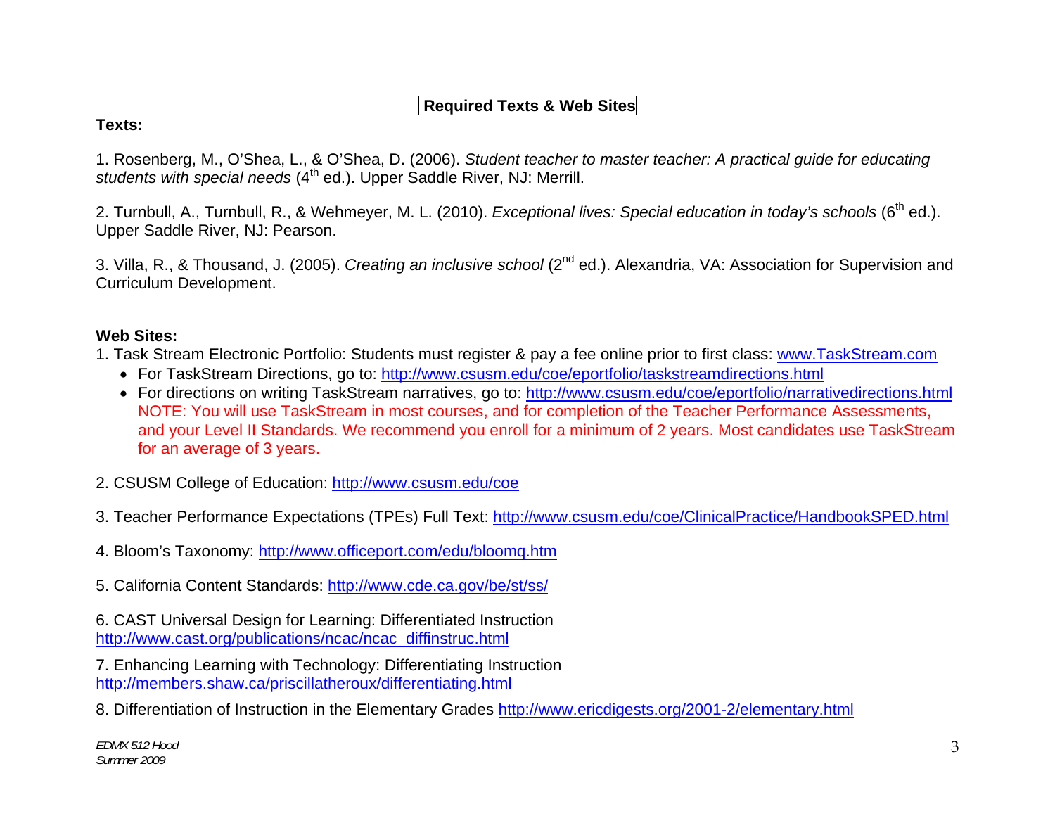## Required Texts & Web Sites

**Texts:**

1. Rosenberg, M., O'Shea, L., & O'Shea, D. (2006). *Student teacher to master teacher: A practical guide for educating students with special needs* (4th ed.). Upper Saddle River, NJ: Merrill.

2. Turnbull, A., Turnbull, R., & Wehmeyer, M. L. (2010). *Exceptional lives: Special education in today's schools* (6th ed.). Upper Saddle River, NJ: Pearson.

3. Villa, R., & Thousand, J. (2005). *Creating an inclusive school* (2nd ed.). Alexandria, VA: Association for Supervision and Curriculum Development.

**Web Sites:**

1. Task Stream Electronic Portfolio: Students must register & pay a fee online prior to first class: www.TaskStream.com
   - For TaskStream Directions, go to: http://www.csusm.edu/coe/eportfolio/taskstreamdirections.html
   - For directions on writing TaskStream narratives, go to: http://www.csusm.edu/coe/eportfolio/narrativedirections.html
     NOTE: You will use TaskStream in most courses, and for completion of the Teacher Performance Assessments, and your Level II Standards. We recommend you enroll for a minimum of 2 years. Most candidates use TaskStream for an average of 3 years.

2. CSUSM College of Education: http://www.csusm.edu/coe

3. Teacher Performance Expectations (TPEs) Full Text: http://www.csusm.edu/coe/ClinicalPractice/HandbookSPED.html

4. Bloom's Taxonomy: http://www.officeport.com/edu/bloomq.htm

5. California Content Standards: http://www.cde.ca.gov/be/st/ss/

6. CAST Universal Design for Learning: Differentiated Instruction http://www.cast.org/publications/ncac/ncac_diffinstruc.html

7. Enhancing Learning with Technology: Differentiating Instruction http://members.shaw.ca/priscillatheroux/differentiating.html

8. Differentiation of Instruction in the Elementary Grades http://www.ericdigests.org/2001-2/elementary.html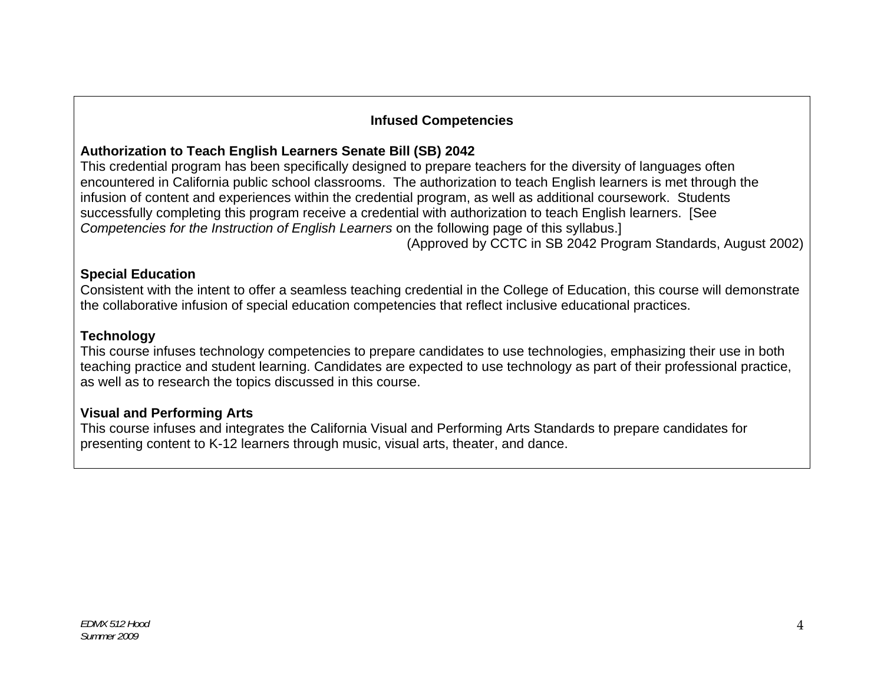## Infused Competencies

### Authorization to Teach English Learners Senate Bill (SB) 2042

This credential program has been specifically designed to prepare teachers for the diversity of languages often encountered in California public school classrooms. The authorization to teach English learners is met through the infusion of content and experiences within the credential program, as well as additional coursework. Students successfully completing this program receive a credential with authorization to teach English learners. [See *Competencies for the Instruction of English Learners* on the following page of this syllabus.]

(Approved by CCTC in SB 2042 Program Standards, August 2002)

### Special Education

Consistent with the intent to offer a seamless teaching credential in the College of Education, this course will demonstrate the collaborative infusion of special education competencies that reflect inclusive educational practices.

### Technology

This course infuses technology competencies to prepare candidates to use technologies, emphasizing their use in both teaching practice and student learning. Candidates are expected to use technology as part of their professional practice, as well as to research the topics discussed in this course.

### Visual and Performing Arts

This course infuses and integrates the California Visual and Performing Arts Standards to prepare candidates for presenting content to K-12 learners through music, visual arts, theater, and dance.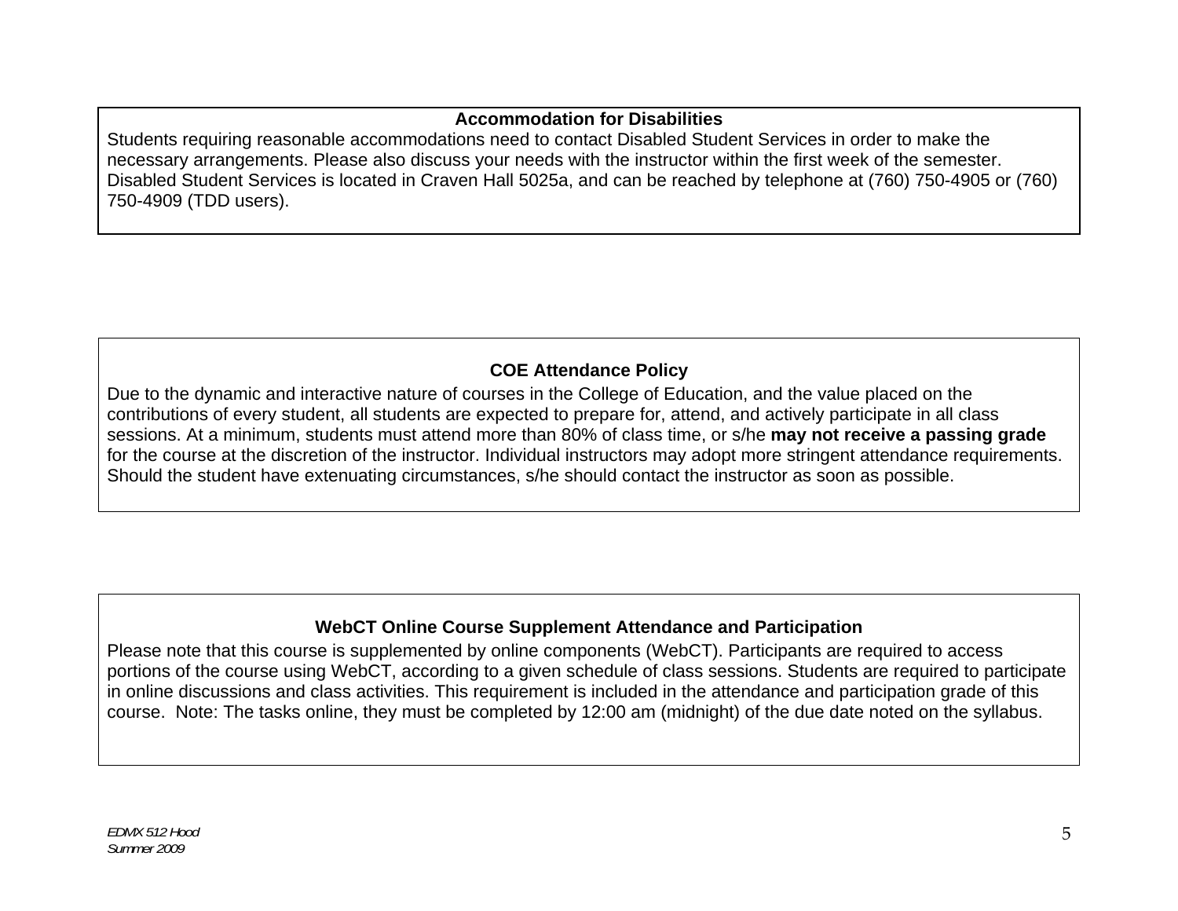### Accommodation for Disabilities

Students requiring reasonable accommodations need to contact Disabled Student Services in order to make the necessary arrangements. Please also discuss your needs with the instructor within the first week of the semester. Disabled Student Services is located in Craven Hall 5025a, and can be reached by telephone at (760) 750-4905 or (760) 750-4909 (TDD users).

### COE Attendance Policy

Due to the dynamic and interactive nature of courses in the College of Education, and the value placed on the contributions of every student, all students are expected to prepare for, attend, and actively participate in all class sessions. At a minimum, students must attend more than 80% of class time, or s/he **may not receive a passing grade** for the course at the discretion of the instructor. Individual instructors may adopt more stringent attendance requirements. Should the student have extenuating circumstances, s/he should contact the instructor as soon as possible.

### WebCT Online Course Supplement Attendance and Participation

Please note that this course is supplemented by online components (WebCT). Participants are required to access portions of the course using WebCT, according to a given schedule of class sessions. Students are required to participate in online discussions and class activities. This requirement is included in the attendance and participation grade of this course. Note: The tasks online, they must be completed by 12:00 am (midnight) of the due date noted on the syllabus.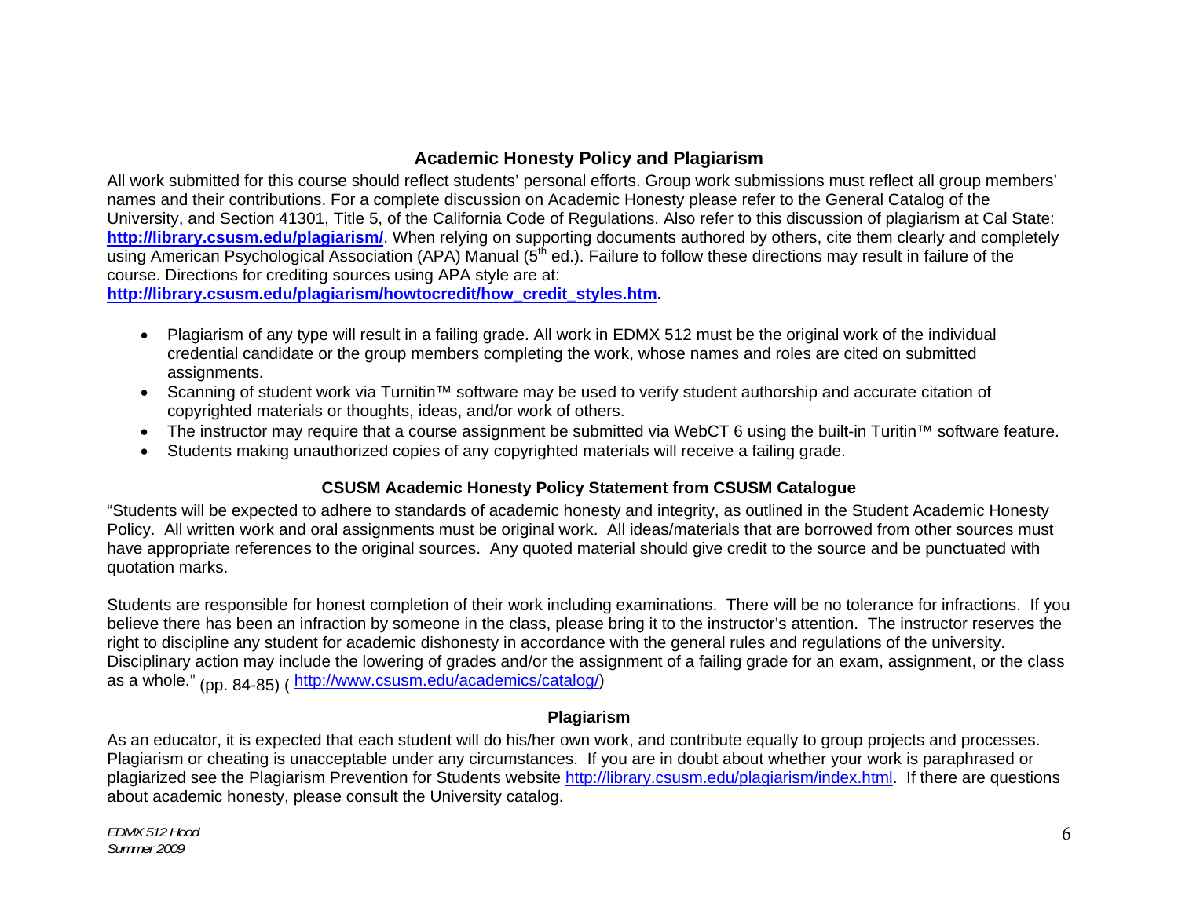## Academic Honesty Policy and Plagiarism

All work submitted for this course should reflect students' personal efforts. Group work submissions must reflect all group members' names and their contributions. For a complete discussion on Academic Honesty please refer to the General Catalog of the University, and Section 41301, Title 5, of the California Code of Regulations. Also refer to this discussion of plagiarism at Cal State: **http://library.csusm.edu/plagiarism/**. When relying on supporting documents authored by others, cite them clearly and completely using American Psychological Association (APA) Manual (5th ed.). Failure to follow these directions may result in failure of the course. Directions for crediting sources using APA style are at: **http://library.csusm.edu/plagiarism/howtocredit/how_credit_styles.htm.**

- Plagiarism of any type will result in a failing grade. All work in EDMX 512 must be the original work of the individual credential candidate or the group members completing the work, whose names and roles are cited on submitted assignments.
- Scanning of student work via Turnitin™ software may be used to verify student authorship and accurate citation of copyrighted materials or thoughts, ideas, and/or work of others.
- The instructor may require that a course assignment be submitted via WebCT 6 using the built-in Turitin™ software feature.
- Students making unauthorized copies of any copyrighted materials will receive a failing grade.

### CSUSM Academic Honesty Policy Statement from CSUSM Catalogue

"Students will be expected to adhere to standards of academic honesty and integrity, as outlined in the Student Academic Honesty Policy. All written work and oral assignments must be original work. All ideas/materials that are borrowed from other sources must have appropriate references to the original sources. Any quoted material should give credit to the source and be punctuated with quotation marks.

Students are responsible for honest completion of their work including examinations. There will be no tolerance for infractions. If you believe there has been an infraction by someone in the class, please bring it to the instructor's attention. The instructor reserves the right to discipline any student for academic dishonesty in accordance with the general rules and regulations of the university. Disciplinary action may include the lowering of grades and/or the assignment of a failing grade for an exam, assignment, or the class as a whole." (pp. 84-85) ( http://www.csusm.edu/academics/catalog/)

### Plagiarism

As an educator, it is expected that each student will do his/her own work, and contribute equally to group projects and processes. Plagiarism or cheating is unacceptable under any circumstances. If you are in doubt about whether your work is paraphrased or plagiarized see the Plagiarism Prevention for Students website http://library.csusm.edu/plagiarism/index.html. If there are questions about academic honesty, please consult the University catalog.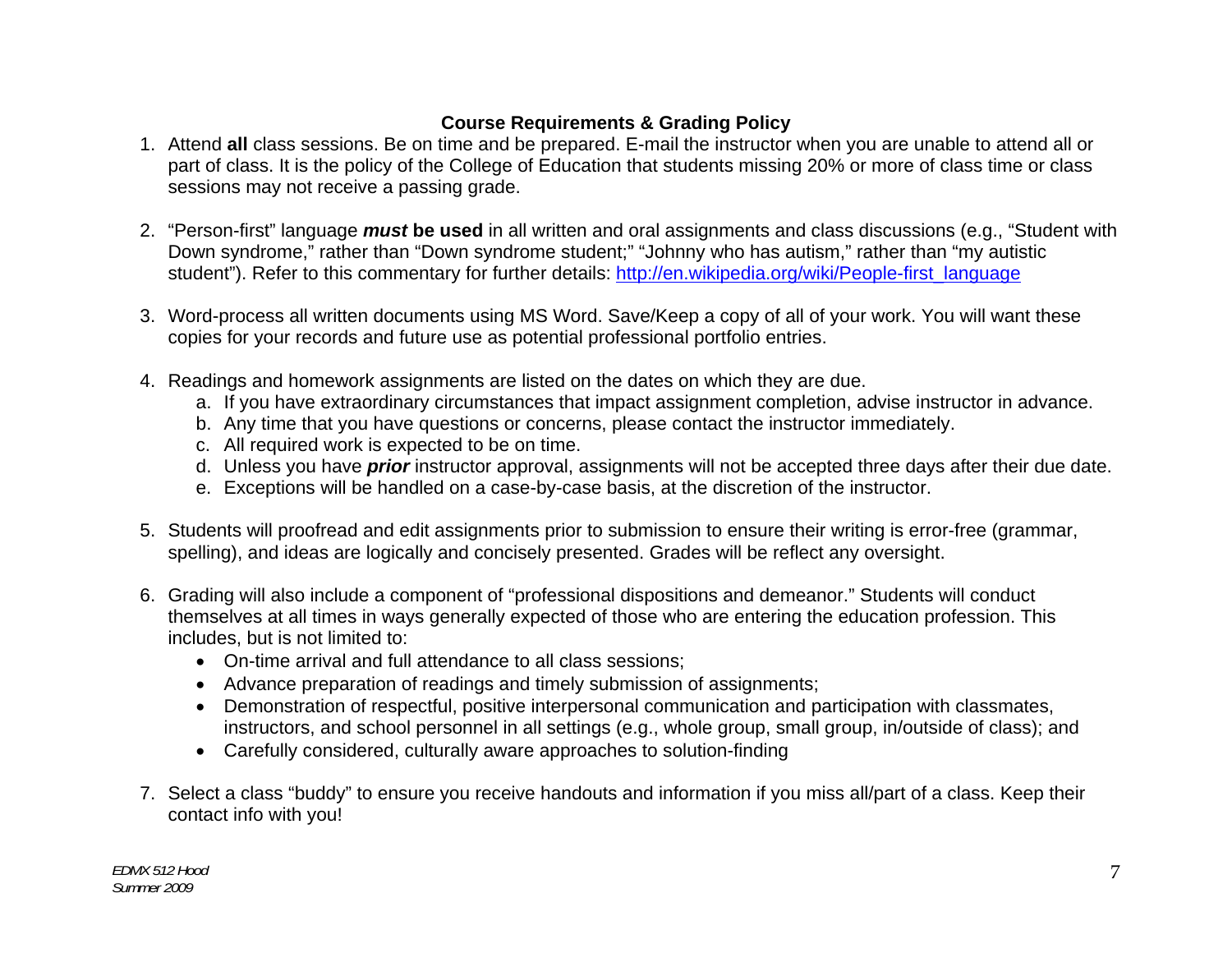## Course Requirements & Grading Policy

1. Attend **all** class sessions. Be on time and be prepared. E-mail the instructor when you are unable to attend all or part of class. It is the policy of the College of Education that students missing 20% or more of class time or class sessions may not receive a passing grade.

2. "Person-first" language ***must* be used** in all written and oral assignments and class discussions (e.g., "Student with Down syndrome," rather than "Down syndrome student;" "Johnny who has autism," rather than "my autistic student"). Refer to this commentary for further details: [http://en.wikipedia.org/wiki/People-first_language](http://en.wikipedia.org/wiki/People-first_language)

3. Word-process all written documents using MS Word. Save/Keep a copy of all of your work. You will want these copies for your records and future use as potential professional portfolio entries.

4. Readings and homework assignments are listed on the dates on which they are due.
   a. If you have extraordinary circumstances that impact assignment completion, advise instructor in advance.
   b. Any time that you have questions or concerns, please contact the instructor immediately.
   c. All required work is expected to be on time.
   d. Unless you have ***prior*** instructor approval, assignments will not be accepted three days after their due date.
   e. Exceptions will be handled on a case-by-case basis, at the discretion of the instructor.

5. Students will proofread and edit assignments prior to submission to ensure their writing is error-free (grammar, spelling), and ideas are logically and concisely presented. Grades will be reflect any oversight.

6. Grading will also include a component of "professional dispositions and demeanor." Students will conduct themselves at all times in ways generally expected of those who are entering the education profession. This includes, but is not limited to:
   - On-time arrival and full attendance to all class sessions;
   - Advance preparation of readings and timely submission of assignments;
   - Demonstration of respectful, positive interpersonal communication and participation with classmates, instructors, and school personnel in all settings (e.g., whole group, small group, in/outside of class); and
   - Carefully considered, culturally aware approaches to solution-finding

7. Select a class "buddy" to ensure you receive handouts and information if you miss all/part of a class. Keep their contact info with you!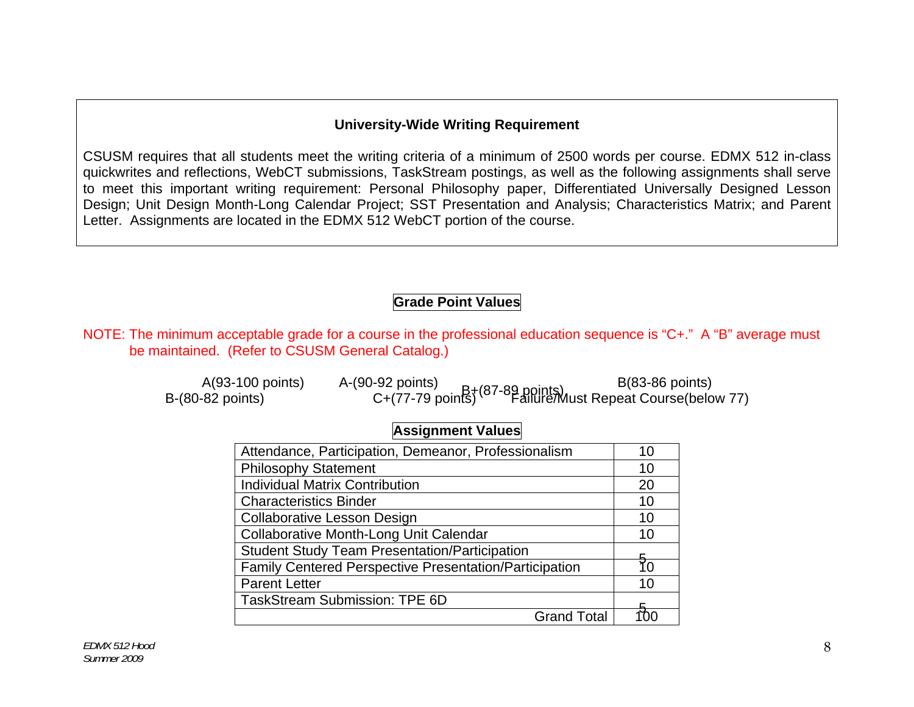### University-Wide Writing Requirement

CSUSM requires that all students meet the writing criteria of a minimum of 2500 words per course. EDMX 512 in-class quickwrites and reflections, WebCT submissions, TaskStream postings, as well as the following assignments shall serve to meet this important writing requirement: Personal Philosophy paper, Differentiated Universally Designed Lesson Design; Unit Design Month-Long Calendar Project; SST Presentation and Analysis; Characteristics Matrix; and Parent Letter. Assignments are located in the EDMX 512 WebCT portion of the course.

### Grade Point Values

NOTE: The minimum acceptable grade for a course in the professional education sequence is "C+." A "B" average must be maintained. (Refer to CSUSM General Catalog.)

A(93-100 points) A-(90-92 points) B+(87-89 points) B(83-86 points)
B-(80-82 points) C+(77-79 points) Failure/Must Repeat Course(below 77)

### Assignment Values

| Assignment | Points |
|---|---|
| Attendance, Participation, Demeanor, Professionalism | 10 |
| Philosophy Statement | 10 |
| Individual Matrix Contribution | 20 |
| Characteristics Binder | 10 |
| Collaborative Lesson Design | 10 |
| Collaborative Month-Long Unit Calendar | 10 |
| Student Study Team Presentation/Participation | 5 |
| Family Centered Perspective Presentation/Participation | 10 |
| Parent Letter | 10 |
| TaskStream Submission: TPE 6D | 5 |
| Grand Total | 100 |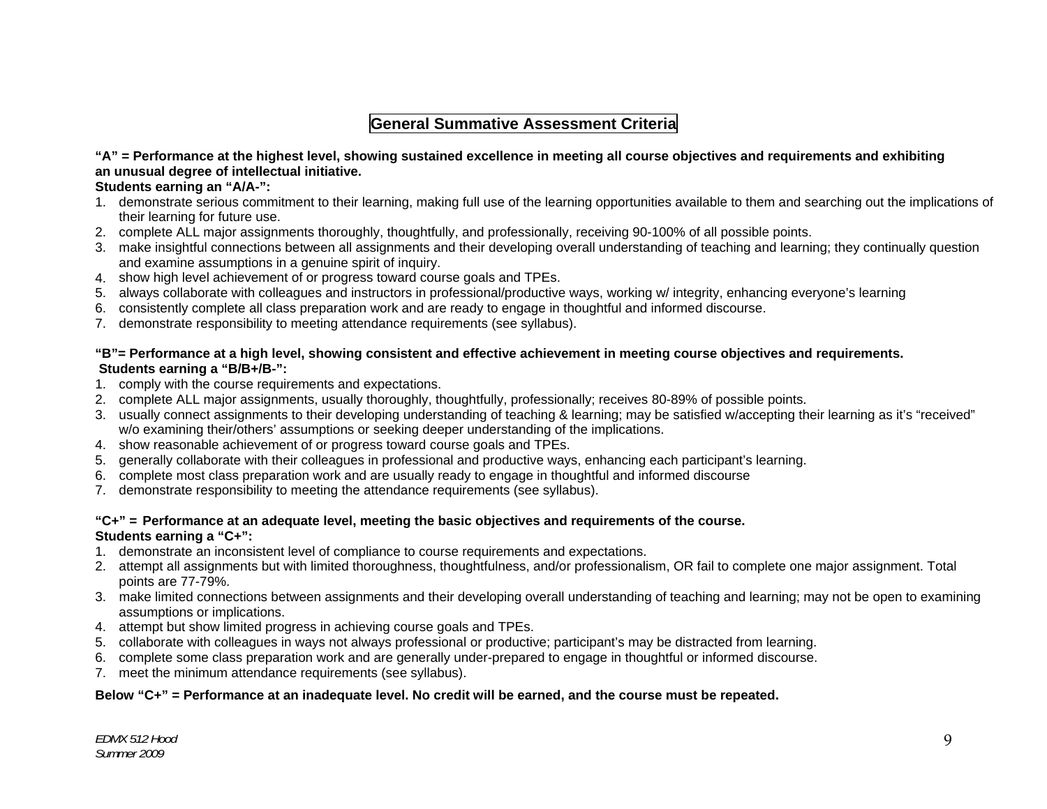## General Summative Assessment Criteria

**"A" = Performance at the highest level, showing sustained excellence in meeting all course objectives and requirements and exhibiting an unusual degree of intellectual initiative.**

**Students earning an "A/A-":**

1. demonstrate serious commitment to their learning, making full use of the learning opportunities available to them and searching out the implications of their learning for future use.
2. complete ALL major assignments thoroughly, thoughtfully, and professionally, receiving 90-100% of all possible points.
3. make insightful connections between all assignments and their developing overall understanding of teaching and learning; they continually question and examine assumptions in a genuine spirit of inquiry.
4. show high level achievement of or progress toward course goals and TPEs.
5. always collaborate with colleagues and instructors in professional/productive ways, working w/ integrity, enhancing everyone's learning
6. consistently complete all class preparation work and are ready to engage in thoughtful and informed discourse.
7. demonstrate responsibility to meeting attendance requirements (see syllabus).

**"B"= Performance at a high level, showing consistent and effective achievement in meeting course objectives and requirements.**

**Students earning a "B/B+/B-":**

1. comply with the course requirements and expectations.
2. complete ALL major assignments, usually thoroughly, thoughtfully, professionally; receives 80-89% of possible points.
3. usually connect assignments to their developing understanding of teaching & learning; may be satisfied w/accepting their learning as it's "received" w/o examining their/others' assumptions or seeking deeper understanding of the implications.
4. show reasonable achievement of or progress toward course goals and TPEs.
5. generally collaborate with their colleagues in professional and productive ways, enhancing each participant's learning.
6. complete most class preparation work and are usually ready to engage in thoughtful and informed discourse
7. demonstrate responsibility to meeting the attendance requirements (see syllabus).

**"C+" = Performance at an adequate level, meeting the basic objectives and requirements of the course.**

**Students earning a "C+":**

1. demonstrate an inconsistent level of compliance to course requirements and expectations.
2. attempt all assignments but with limited thoroughness, thoughtfulness, and/or professionalism, OR fail to complete one major assignment. Total points are 77-79%.
3. make limited connections between assignments and their developing overall understanding of teaching and learning; may not be open to examining assumptions or implications.
4. attempt but show limited progress in achieving course goals and TPEs.
5. collaborate with colleagues in ways not always professional or productive; participant's may be distracted from learning.
6. complete some class preparation work and are generally under-prepared to engage in thoughtful or informed discourse.
7. meet the minimum attendance requirements (see syllabus).

**Below "C+" = Performance at an inadequate level. No credit will be earned, and the course must be repeated.**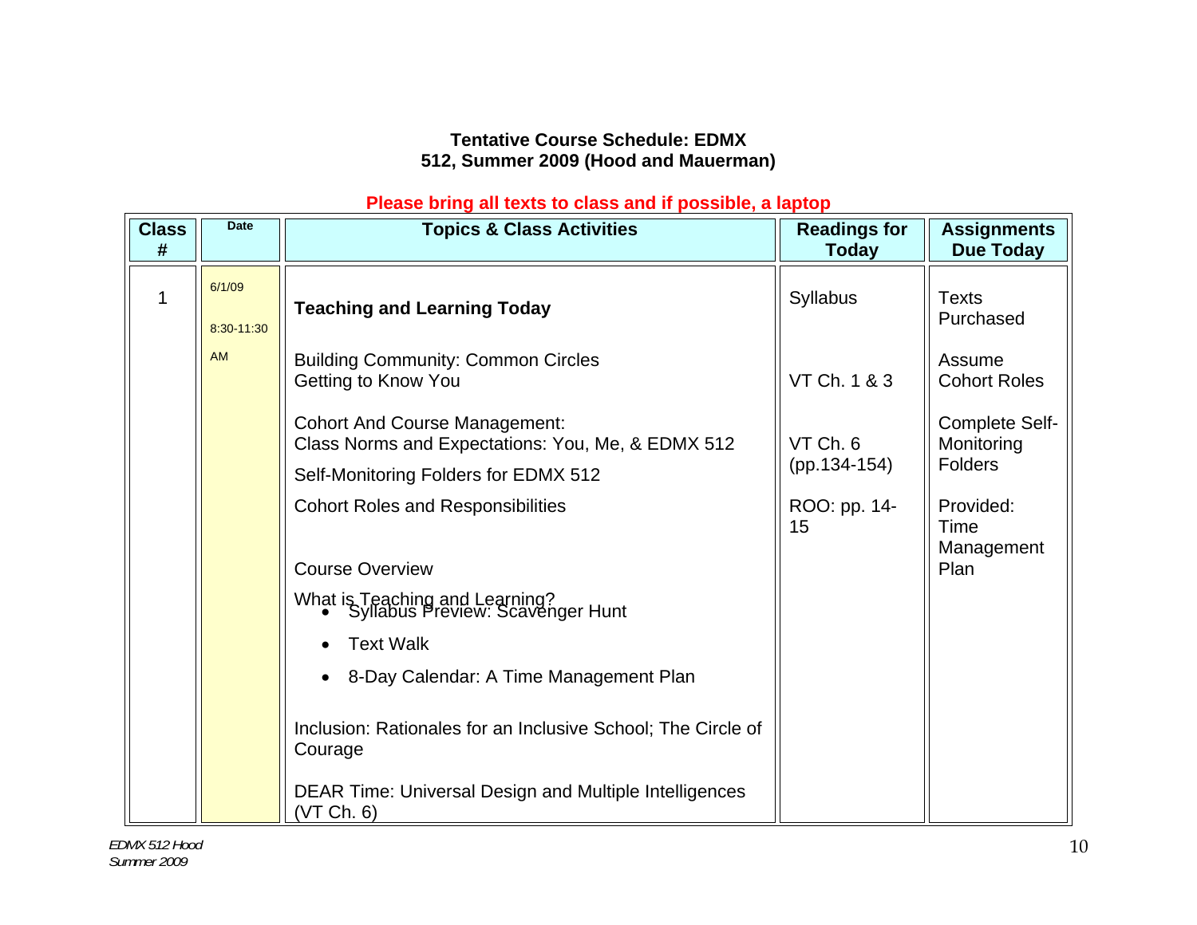**Tentative Course Schedule: EDMX 512, Summer 2009 (Hood and Mauerman)**

**Please bring all texts to class and if possible, a laptop**

| Class # | Date | Topics & Class Activities | Readings for Today | Assignments Due Today |
|---|---|---|---|---|
| 1 | 6/1/09 8:30-11:30 AM | **Teaching and Learning Today**<br><br>Building Community: Common Circles<br>Getting to Know You<br><br>Cohort And Course Management:<br>Class Norms and Expectations: You, Me, & EDMX 512<br>Self-Monitoring Folders for EDMX 512<br>Cohort Roles and Responsibilities<br><br>Course Overview<br>What is Teaching and Learning?<br>• Syllabus Preview: Scavenger Hunt<br>• Text Walk<br>• 8-Day Calendar: A Time Management Plan<br><br>Inclusion: Rationales for an Inclusive School; The Circle of Courage<br><br>DEAR Time: Universal Design and Multiple Intelligences (VT Ch. 6) | Syllabus<br><br>VT Ch. 1 & 3<br><br>VT Ch. 6 (pp.134-154)<br><br>ROO: pp. 14-15 | Texts Purchased<br><br>Assume Cohort Roles<br><br>Complete Self-Monitoring Folders<br><br>Provided: Time Management Plan |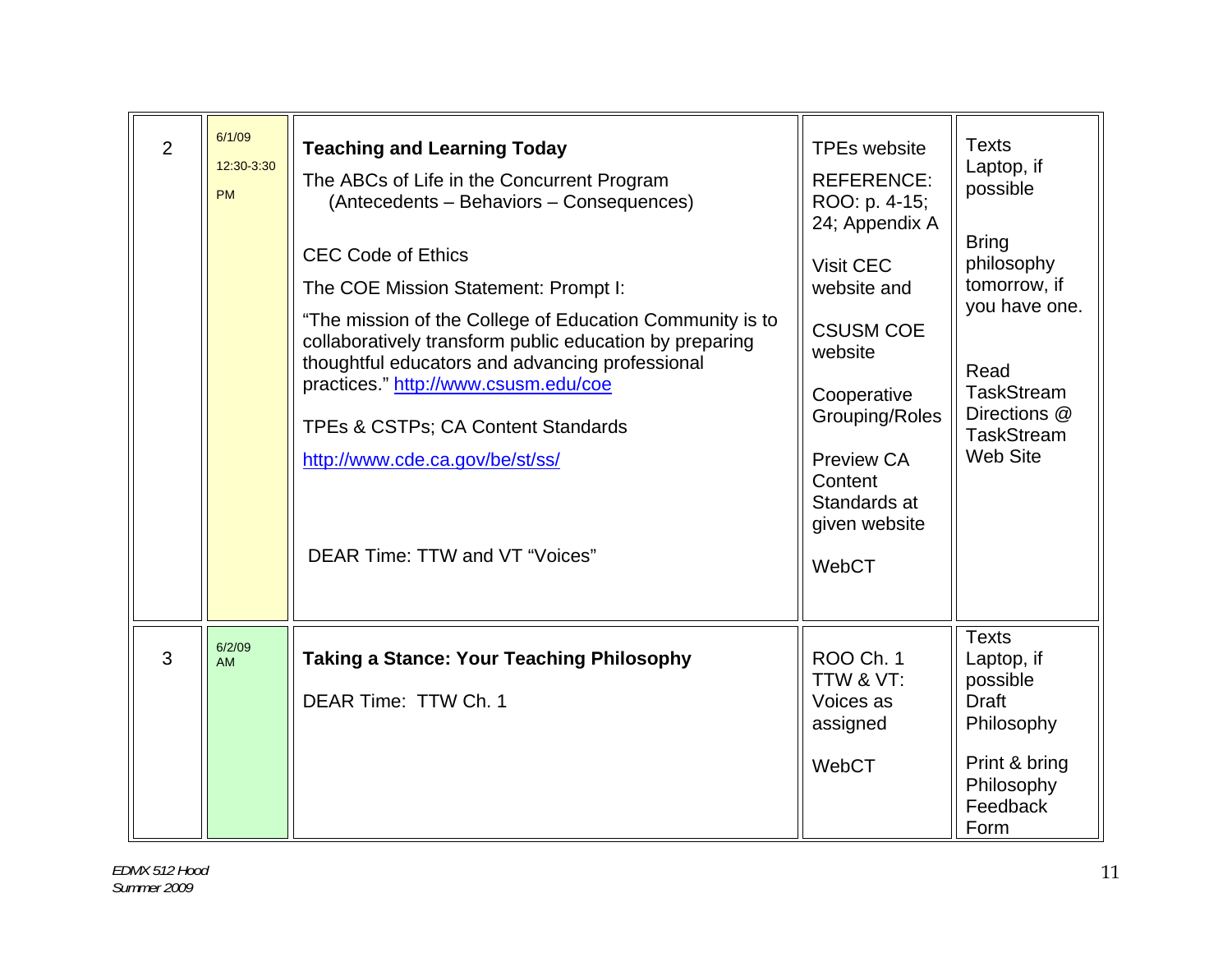| | | | | |
|---|---|---|---|---|
| 2 | 6/1/09 12:30-3:30 PM | **Teaching and Learning Today**<br>The ABCs of Life in the Concurrent Program (Antecedents – Behaviors – Consequences)<br><br>CEC Code of Ethics<br>The COE Mission Statement: Prompt I:<br>"The mission of the College of Education Community is to collaboratively transform public education by preparing thoughtful educators and advancing professional practices." http://www.csusm.edu/coe<br><br>TPEs & CSTPs; CA Content Standards<br>http://www.cde.ca.gov/be/st/ss/<br><br>DEAR Time: TTW and VT "Voices" | TPEs website<br>REFERENCE: ROO: p. 4-15; 24; Appendix A<br><br>Visit CEC website and<br><br>CSUSM COE website<br><br>Cooperative Grouping/Roles<br><br>Preview CA Content Standards at given website<br><br>WebCT | Texts<br>Laptop, if possible<br><br>Bring philosophy tomorrow, if you have one.<br><br>Read TaskStream Directions @ TaskStream Web Site |
| 3 | 6/2/09 AM | **Taking a Stance: Your Teaching Philosophy**<br><br>DEAR Time: TTW Ch. 1 | ROO Ch. 1<br>TTW & VT: Voices as assigned<br><br>WebCT | Texts<br>Laptop, if possible<br>Draft Philosophy<br><br>Print & bring Philosophy Feedback Form |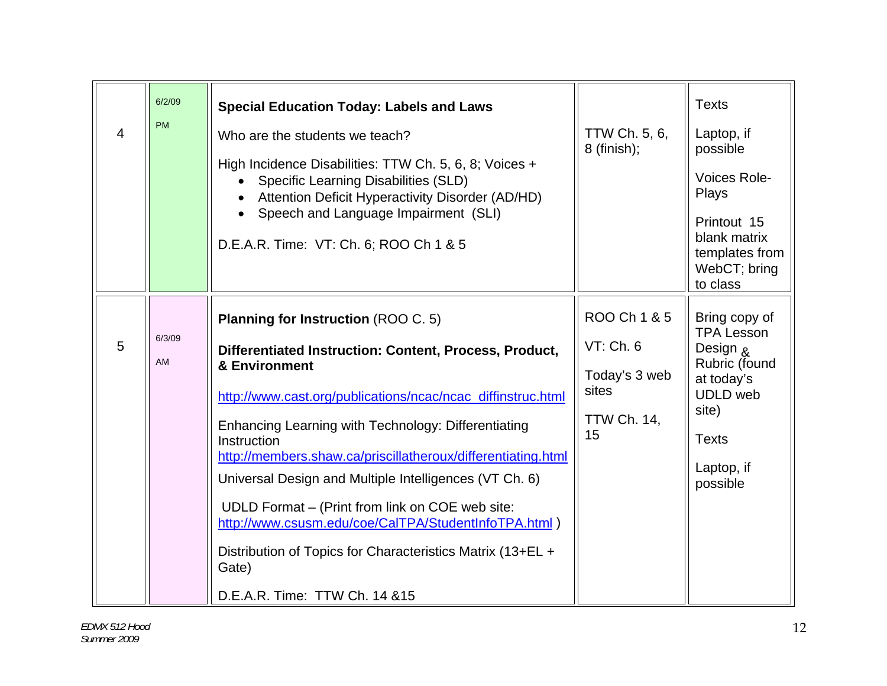| 4 | 6/2/09 PM | **Special Education Today: Labels and Laws**<br><br>Who are the students we teach?<br><br>High Incidence Disabilities: TTW Ch. 5, 6, 8; Voices +<br>• Specific Learning Disabilities (SLD)<br>• Attention Deficit Hyperactivity Disorder (AD/HD)<br>• Speech and Language Impairment (SLI)<br><br>D.E.A.R. Time: VT: Ch. 6; ROO Ch 1 & 5 | TTW Ch. 5, 6, 8 (finish); | Texts<br><br>Laptop, if possible<br><br>Voices Role-Plays<br><br>Printout 15 blank matrix templates from WebCT; bring to class |
|---|---|---|---|---|
| 5 | 6/3/09 AM | **Planning for Instruction** (ROO C. 5)<br><br>**Differentiated Instruction: Content, Process, Product, & Environment**<br><br>http://www.cast.org/publications/ncac/ncac_diffinstruc.html<br><br>Enhancing Learning with Technology: Differentiating Instruction<br>http://members.shaw.ca/priscillatheroux/differentiating.html<br><br>Universal Design and Multiple Intelligences (VT Ch. 6)<br><br>UDLD Format – (Print from link on COE web site: http://www.csusm.edu/coe/CalTPA/StudentInfoTPA.html )<br><br>Distribution of Topics for Characteristics Matrix (13+EL + Gate)<br><br>D.E.A.R. Time: TTW Ch. 14 &15 | ROO Ch 1 & 5<br><br>VT: Ch. 6<br><br>Today's 3 web sites<br><br>TTW Ch. 14, 15 | Bring copy of TPA Lesson Design & Rubric (found at today's UDLD web site)<br><br>Texts<br><br>Laptop, if possible |

*EDMX 512 Hood*
*Summer 2009*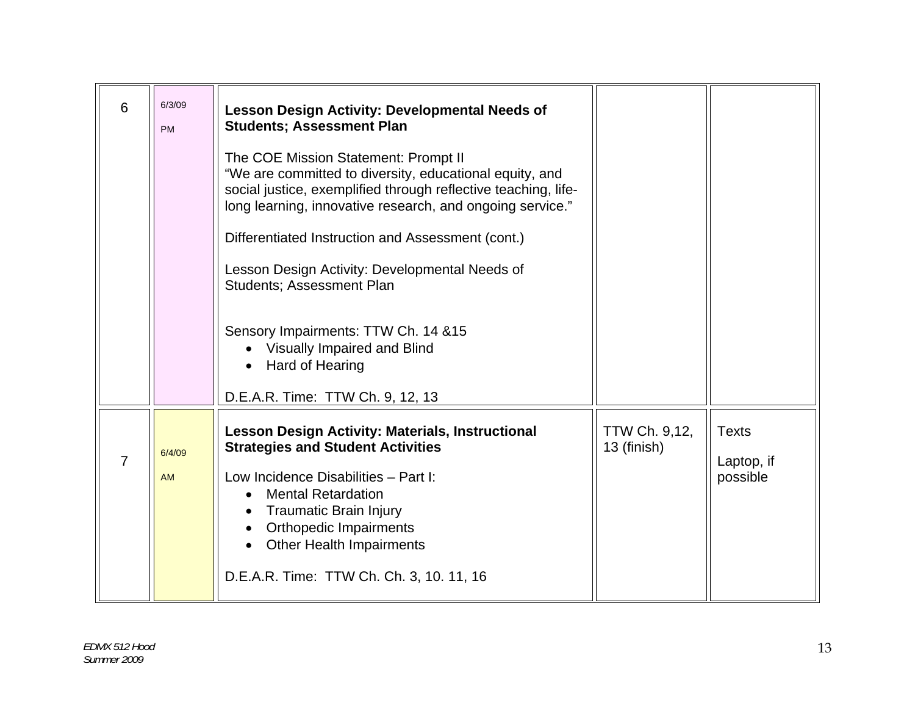| | | | | |
|---|---|---|---|---|
| 6 | 6/3/09<br><br>PM | **Lesson Design Activity: Developmental Needs of Students; Assessment Plan**<br><br>The COE Mission Statement: Prompt II<br>"We are committed to diversity, educational equity, and social justice, exemplified through reflective teaching, life-long learning, innovative research, and ongoing service."<br><br>Differentiated Instruction and Assessment (cont.)<br><br>Lesson Design Activity: Developmental Needs of Students; Assessment Plan<br><br>Sensory Impairments: TTW Ch. 14 &15<br>• Visually Impaired and Blind<br>• Hard of Hearing<br><br>D.E.A.R. Time: TTW Ch. 9, 12, 13 | | |
| 7 | 6/4/09<br><br>AM | **Lesson Design Activity: Materials, Instructional Strategies and Student Activities**<br><br>Low Incidence Disabilities – Part I:<br>• Mental Retardation<br>• Traumatic Brain Injury<br>• Orthopedic Impairments<br>• Other Health Impairments<br><br>D.E.A.R. Time: TTW Ch. Ch. 3, 10. 11, 16 | TTW Ch. 9,12, 13 (finish) | Texts<br><br>Laptop, if possible |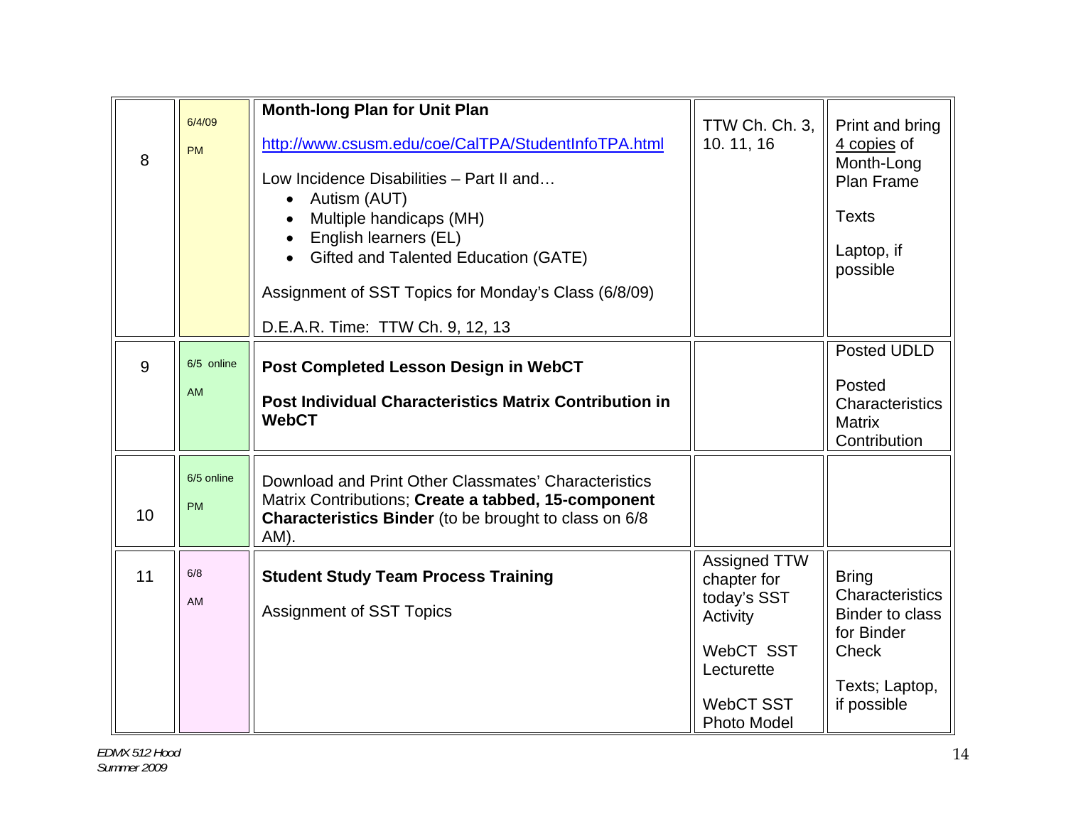| | | | | |
|---|---|---|---|---|
| 8 | 6/4/09<br>PM | **Month-long Plan for Unit Plan**<br><br>http://www.csusm.edu/coe/CalTPA/StudentInfoTPA.html<br><br>Low Incidence Disabilities – Part II and…<br>• Autism (AUT)<br>• Multiple handicaps (MH)<br>• English learners (EL)<br>• Gifted and Talented Education (GATE)<br><br>Assignment of SST Topics for Monday's Class (6/8/09)<br><br>D.E.A.R. Time: TTW Ch. 9, 12, 13 | TTW Ch. Ch. 3, 10. 11, 16 | Print and bring 4 copies of Month-Long Plan Frame<br><br>Texts<br><br>Laptop, if possible |
| 9 | 6/5 online<br>AM | **Post Completed Lesson Design in WebCT**<br><br>**Post Individual Characteristics Matrix Contribution in WebCT** | | Posted UDLD<br><br>Posted Characteristics Matrix Contribution |
| 10 | 6/5 online<br>PM | Download and Print Other Classmates' Characteristics Matrix Contributions; **Create a tabbed, 15-component Characteristics Binder** (to be brought to class on 6/8 AM). | | |
| 11 | 6/8<br>AM | **Student Study Team Process Training**<br><br>Assignment of SST Topics | Assigned TTW chapter for today's SST Activity<br><br>WebCT SST Lecturette<br><br>WebCT SST Photo Model | Bring Characteristics Binder to class for Binder Check<br><br>Texts; Laptop, if possible |

*EDMX 512 Hood*
*Summer 2009*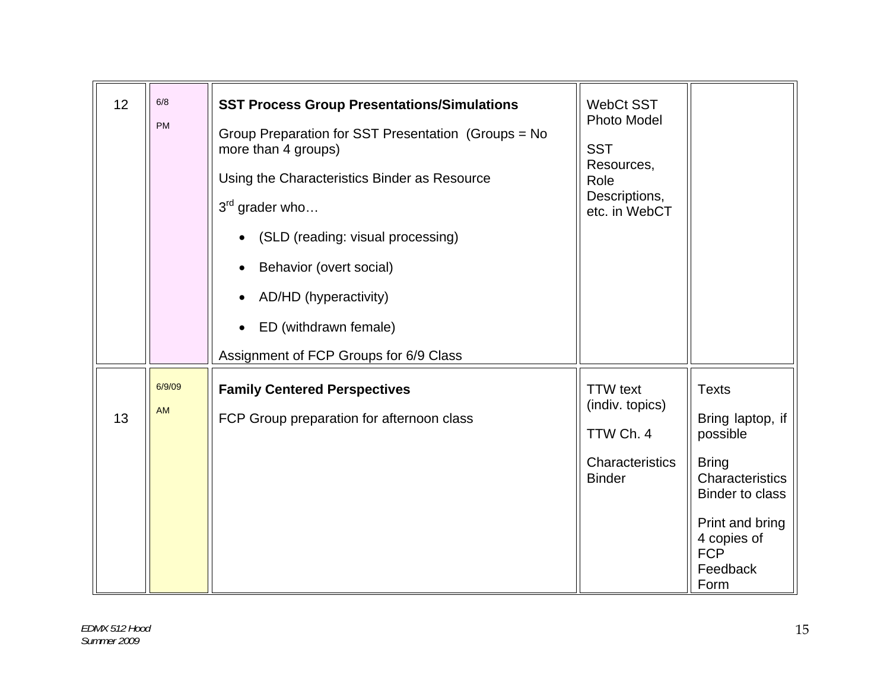| | | | | |
|---|---|---|---|---|
| 12 | 6/8<br>PM | **SST Process Group Presentations/Simulations**<br>Group Preparation for SST Presentation (Groups = No more than 4 groups)<br>Using the Characteristics Binder as Resource<br>3rd grader who…<br>• (SLD (reading: visual processing)<br>• Behavior (overt social)<br>• AD/HD (hyperactivity)<br>• ED (withdrawn female)<br>Assignment of FCP Groups for 6/9 Class | WebCt SST Photo Model<br>SST Resources, Role Descriptions, etc. in WebCT | |
| 13 | 6/9/09<br>AM | **Family Centered Perspectives**<br>FCP Group preparation for afternoon class | TTW text (indiv. topics)<br>TTW Ch. 4<br>Characteristics Binder | Texts<br>Bring laptop, if possible<br>Bring Characteristics Binder to class<br>Print and bring 4 copies of FCP Feedback Form |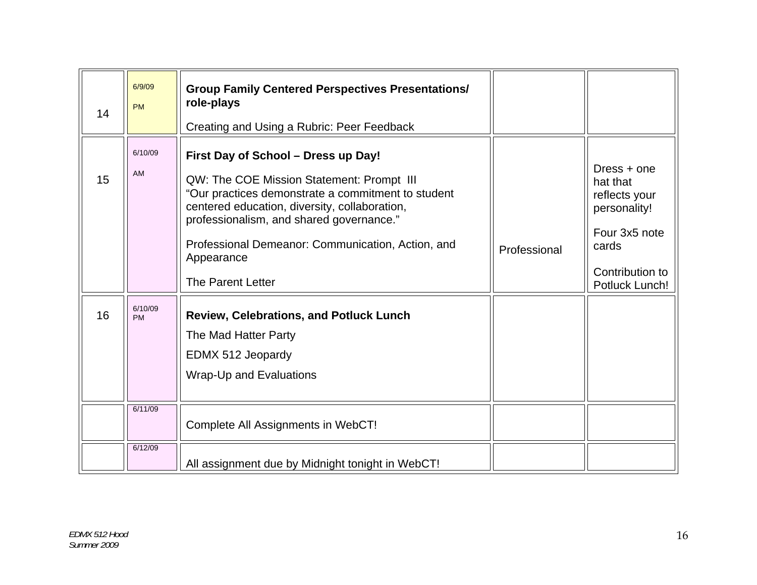| | | | | |
|---|---|---|---|---|
| 14 | 6/9/09 PM | **Group Family Centered Perspectives Presentations/ role-plays**<br><br>Creating and Using a Rubric: Peer Feedback | | |
| 15 | 6/10/09 AM | **First Day of School – Dress up Day!**<br><br>QW: The COE Mission Statement: Prompt III<br>"Our practices demonstrate a commitment to student centered education, diversity, collaboration, professionalism, and shared governance."<br><br>Professional Demeanor: Communication, Action, and Appearance<br><br>The Parent Letter | Professional | Dress + one hat that reflects your personality!<br><br>Four 3x5 note cards<br><br>Contribution to Potluck Lunch! |
| 16 | 6/10/09 PM | **Review, Celebrations, and Potluck Lunch**<br><br>The Mad Hatter Party<br><br>EDMX 512 Jeopardy<br><br>Wrap-Up and Evaluations | | |
| | 6/11/09 | Complete All Assignments in WebCT! | | |
| | 6/12/09 | All assignment due by Midnight tonight in WebCT! | | |